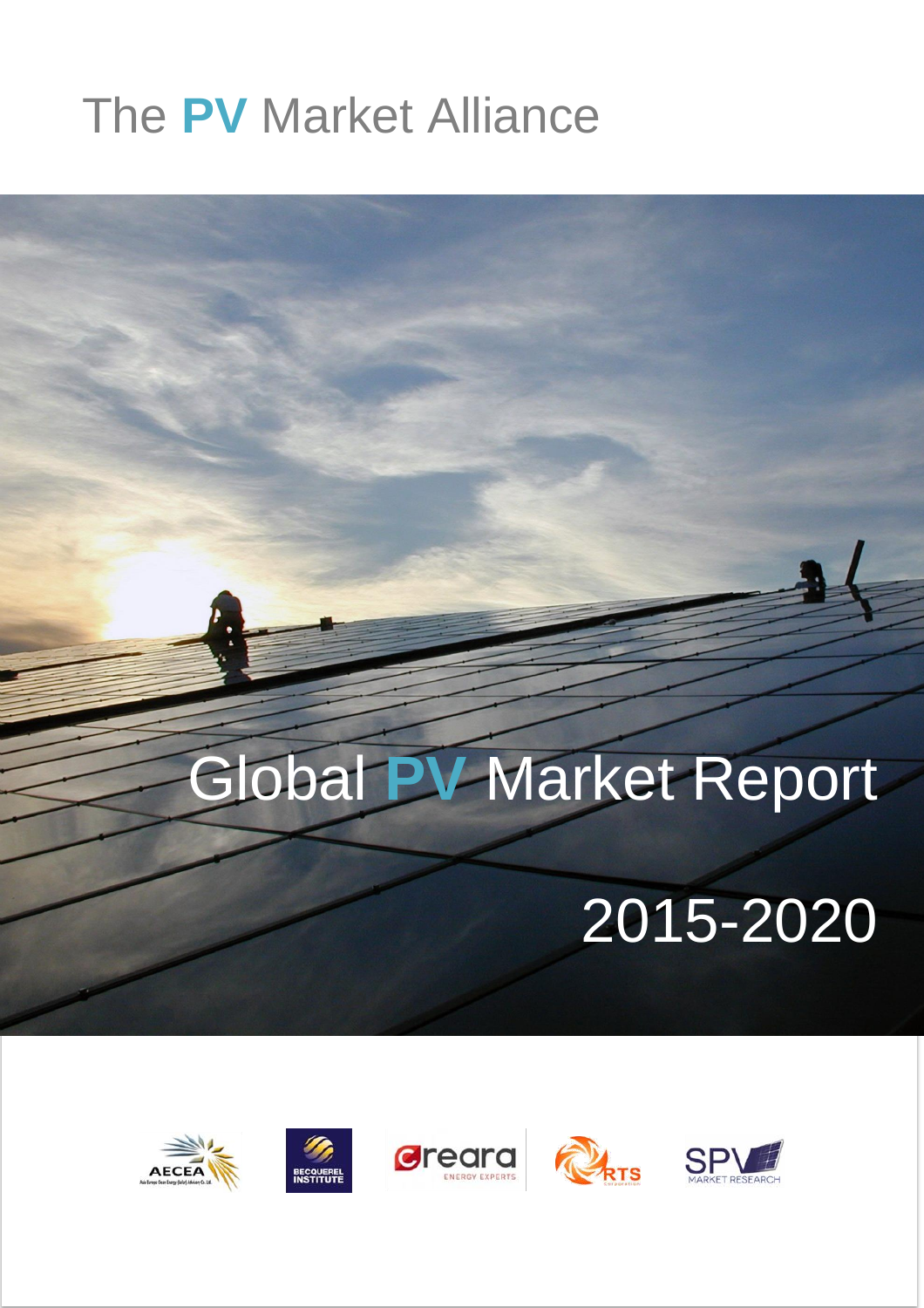The PV Market Alliance

# Global PV Market Report

# 2015-2020

AECEA

BECQUEREL INSTITUTE

Creara ENERGY EXPERTS

RTS Corporation

SPV MARKET RESEARCH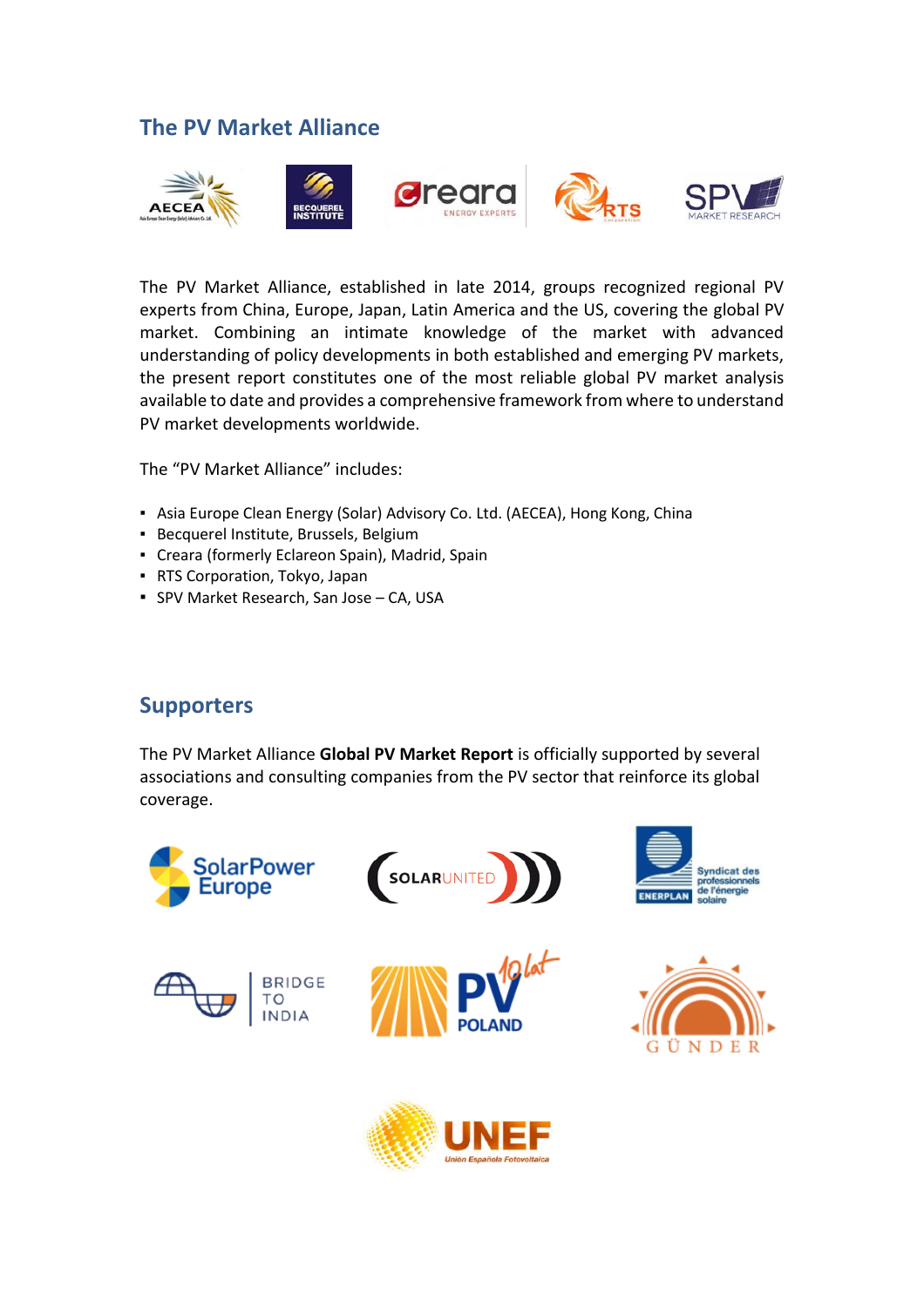## The PV Market Alliance

The PV Market Alliance, established in late 2014, groups recognized regional PV experts from China, Europe, Japan, Latin America and the US, covering the global PV market. Combining an intimate knowledge of the market with advanced understanding of policy developments in both established and emerging PV markets, the present report constitutes one of the most reliable global PV market analysis available to date and provides a comprehensive framework from where to understand PV market developments worldwide.

The "PV Market Alliance" includes:

- Asia Europe Clean Energy (Solar) Advisory Co. Ltd. (AECEA), Hong Kong, China
- Becquerel Institute, Brussels, Belgium
- Creara (formerly Eclareon Spain), Madrid, Spain
- RTS Corporation, Tokyo, Japan
- SPV Market Research, San Jose – CA, USA

## Supporters

The PV Market Alliance **Global PV Market Report** is officially supported by several associations and consulting companies from the PV sector that reinforce its global coverage.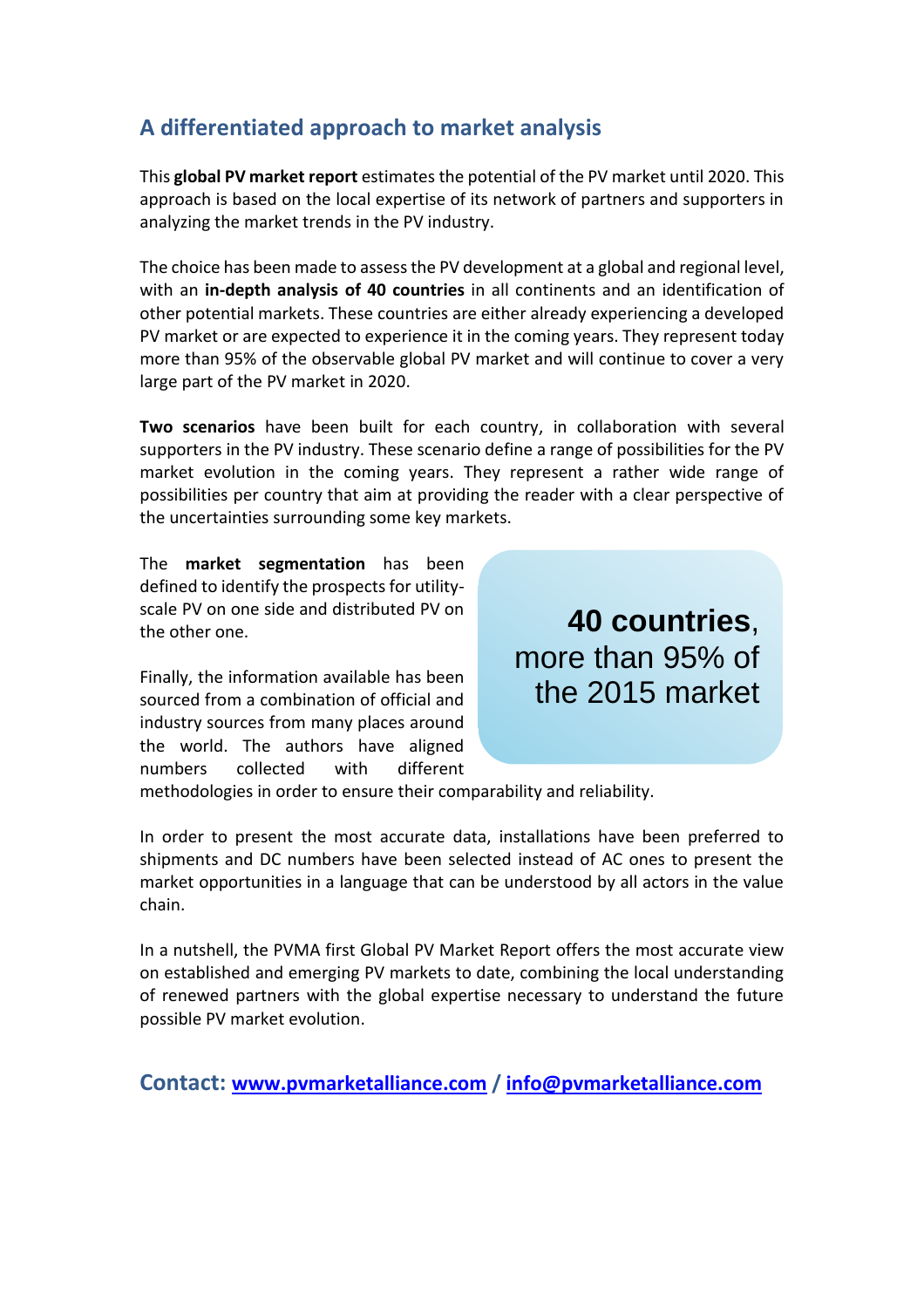## A differentiated approach to market analysis

This **global PV market report** estimates the potential of the PV market until 2020. This approach is based on the local expertise of its network of partners and supporters in analyzing the market trends in the PV industry.

The choice has been made to assess the PV development at a global and regional level, with an **in-depth analysis of 40 countries** in all continents and an identification of other potential markets. These countries are either already experiencing a developed PV market or are expected to experience it in the coming years. They represent today more than 95% of the observable global PV market and will continue to cover a very large part of the PV market in 2020.

**Two scenarios** have been built for each country, in collaboration with several supporters in the PV industry. These scenario define a range of possibilities for the PV market evolution in the coming years. They represent a rather wide range of possibilities per country that aim at providing the reader with a clear perspective of the uncertainties surrounding some key markets.

The **market segmentation** has been defined to identify the prospects for utility-scale PV on one side and distributed PV on the other one.

> **40 countries**, more than 95% of the 2015 market

Finally, the information available has been sourced from a combination of official and industry sources from many places around the world. The authors have aligned numbers collected with different methodologies in order to ensure their comparability and reliability.

In order to present the most accurate data, installations have been preferred to shipments and DC numbers have been selected instead of AC ones to present the market opportunities in a language that can be understood by all actors in the value chain.

In a nutshell, the PVMA first Global PV Market Report offers the most accurate view on established and emerging PV markets to date, combining the local understanding of renewed partners with the global expertise necessary to understand the future possible PV market evolution.

### Contact: [www.pvmarketalliance.com](http://www.pvmarketalliance.com) / [info@pvmarketalliance.com](mailto:info@pvmarketalliance.com)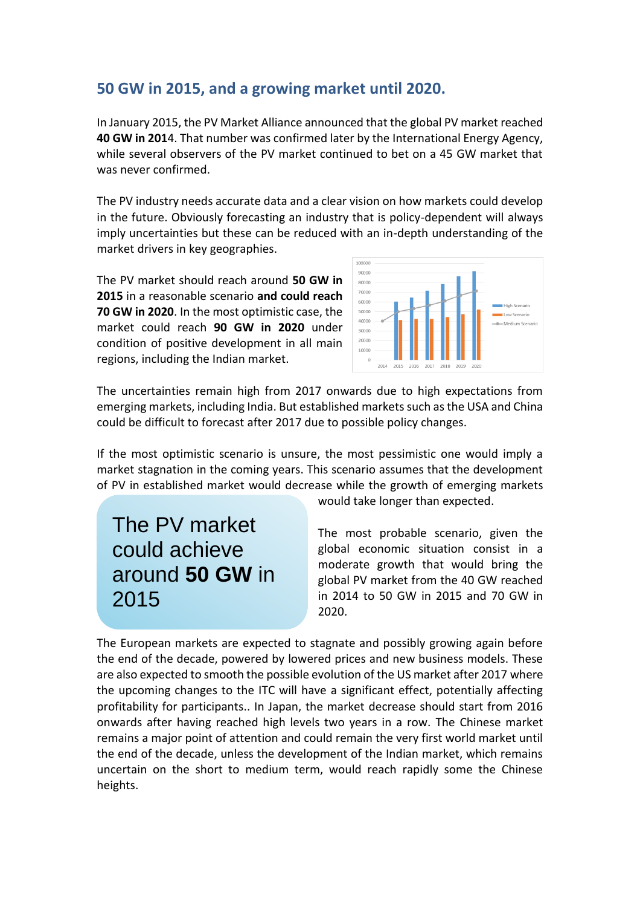## 50 GW in 2015, and a growing market until 2020.

In January 2015, the PV Market Alliance announced that the global PV market reached **40 GW in 201**4. That number was confirmed later by the International Energy Agency, while several observers of the PV market continued to bet on a 45 GW market that was never confirmed.

The PV industry needs accurate data and a clear vision on how markets could develop in the future. Obviously forecasting an industry that is policy-dependent will always imply uncertainties but these can be reduced with an in-depth understanding of the market drivers in key geographies.

The PV market should reach around **50 GW in 2015** in a reasonable scenario **and could reach 70 GW in 2020**. In the most optimistic case, the market could reach **90 GW in 2020** under condition of positive development in all main regions, including the Indian market.

100000
90000
80000
70000
60000
50000
40000
30000
20000
10000
0
2014 2015 2016 2017 2018 2019 2020
High Scenario
Low Scenario
Medium Scenario

The uncertainties remain high from 2017 onwards due to high expectations from emerging markets, including India. But established markets such as the USA and China could be difficult to forecast after 2017 due to possible policy changes.

If the most optimistic scenario is unsure, the most pessimistic one would imply a market stagnation in the coming years. This scenario assumes that the development of PV in established market would decrease while the growth of emerging markets would take longer than expected.

> The PV market could achieve around **50 GW** in 2015

The most probable scenario, given the global economic situation consist in a moderate growth that would bring the global PV market from the 40 GW reached in 2014 to 50 GW in 2015 and 70 GW in 2020.

The European markets are expected to stagnate and possibly growing again before the end of the decade, powered by lowered prices and new business models. These are also expected to smooth the possible evolution of the US market after 2017 where the upcoming changes to the ITC will have a significant effect, potentially affecting profitability for participants.. In Japan, the market decrease should start from 2016 onwards after having reached high levels two years in a row. The Chinese market remains a major point of attention and could remain the very first world market until the end of the decade, unless the development of the Indian market, which remains uncertain on the short to medium term, would reach rapidly some the Chinese heights.